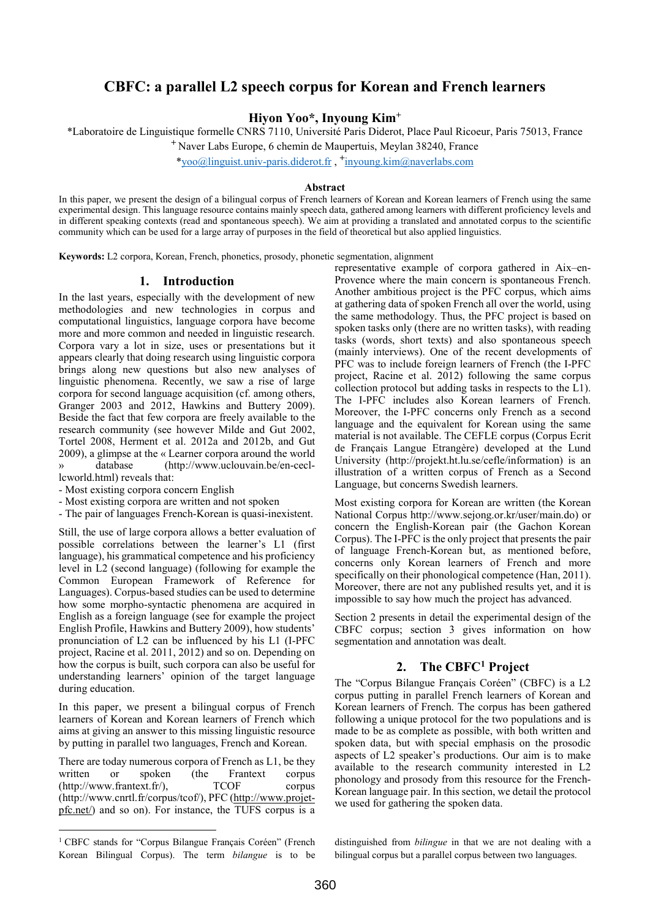# CBFC: a parallel L2 speech corpus for Korean and French learners

**Hiyon Yoo\*, Inyoung Kim+**

\*Laboratoire de Linguistique formelle CNRS 7110, Université Paris Diderot, Place Paul Ricoeur, Paris 75013, France

+ Naver Labs Europe, 6 chemin de Maupertuis, Meylan 38240, France

\*yoo@linguist.univ-paris.diderot.fr , +inyoung.kim@naverlabs.com

## Abstract

In this paper, we present the design of a bilingual corpus of French learners of Korean and Korean learners of French using the same experimental design. This language resource contains mainly speech data, gathered among learners with different proficiency levels and in different speaking contexts (read and spontaneous speech). We aim at providing a translated and annotated corpus to the scientific community which can be used for a large array of purposes in the field of theoretical but also applied linguistics.

**Keywords:** L2 corpora, Korean, French, phonetics, prosody, phonetic segmentation, alignment

## 1. Introduction

In the last years, especially with the development of new methodologies and new technologies in corpus and computational linguistics, language corpora have become more and more common and needed in linguistic research. Corpora vary a lot in size, uses or presentations but it appears clearly that doing research using linguistic corpora brings along new questions but also new analyses of linguistic phenomena. Recently, we saw a rise of large corpora for second language acquisition (cf. among others, Granger 2003 and 2012, Hawkins and Buttery 2009). Beside the fact that few corpora are freely available to the research community (see however Milde and Gut 2002, Tortel 2008, Herment et al. 2012a and 2012b, and Gut 2009), a glimpse at the « Learner corpora around the world » database (http://www.uclouvain.be/en-cecl-lcworld.html) reveals that:

- Most existing corpora concern English
- Most existing corpora are written and not spoken
- The pair of languages French-Korean is quasi-inexistent.

Still, the use of large corpora allows a better evaluation of possible correlations between the learner's L1 (first language), his grammatical competence and his proficiency level in L2 (second language) (following for example the Common European Framework of Reference for Languages). Corpus-based studies can be used to determine how some morpho-syntactic phenomena are acquired in English as a foreign language (see for example the project English Profile, Hawkins and Buttery 2009), how students' pronunciation of L2 can be influenced by his L1 (I-PFC project, Racine et al. 2011, 2012) and so on. Depending on how the corpus is built, such corpora can also be useful for understanding learners' opinion of the target language during education.

In this paper, we present a bilingual corpus of French learners of Korean and Korean learners of French which aims at giving an answer to this missing linguistic resource by putting in parallel two languages, French and Korean.

There are today numerous corpora of French as L1, be they written or spoken (the Frantext corpus (http://www.frantext.fr/), TCOF corpus (http://www.cnrtl.fr/corpus/tcof/), PFC (http://www.projet-pfc.net/) and so on). For instance, the TUFS corpus is a representative example of corpora gathered in Aix–en-Provence where the main concern is spontaneous French. Another ambitious project is the PFC corpus, which aims at gathering data of spoken French all over the world, using the same methodology. Thus, the PFC project is based on spoken tasks only (there are no written tasks), with reading tasks (words, short texts) and also spontaneous speech (mainly interviews). One of the recent developments of PFC was to include foreign learners of French (the I-PFC project, Racine et al. 2012) following the same corpus collection protocol but adding tasks in respects to the L1). The I-PFC includes also Korean learners of French. Moreover, the I-PFC concerns only French as a second language and the equivalent for Korean using the same material is not available. The CEFLE corpus (Corpus Ecrit de Français Langue Etrangère) developed at the Lund University (http://projekt.ht.lu.se/cefle/information) is an illustration of a written corpus of French as a Second Language, but concerns Swedish learners.

Most existing corpora for Korean are written (the Korean National Corpus http://www.sejong.or.kr/user/main.do) or concern the English-Korean pair (the Gachon Korean Corpus). The I-PFC is the only project that presents the pair of language French-Korean but, as mentioned before, concerns only Korean learners of French and more specifically on their phonological competence (Han, 2011). Moreover, there are not any published results yet, and it is impossible to say how much the project has advanced.

Section 2 presents in detail the experimental design of the CBFC corpus; section 3 gives information on how segmentation and annotation was dealt.

## 2. The CBFC[1] Project

The "Corpus Bilangue Français Coréen" (CBFC) is a L2 corpus putting in parallel French learners of Korean and Korean learners of French. The corpus has been gathered following a unique protocol for the two populations and is made to be as complete as possible, with both written and spoken data, but with special emphasis on the prosodic aspects of L2 speaker's productions. Our aim is to make available to the research community interested in L2 phonology and prosody from this resource for the French-Korean language pair. In this section, we detail the protocol we used for gathering the spoken data.

---

[1] CBFC stands for "Corpus Bilangue Français Coréen" (French Korean Bilingual Corpus). The term *bilangue* is to be distinguished from *bilingue* in that we are not dealing with a bilingual corpus but a parallel corpus between two languages.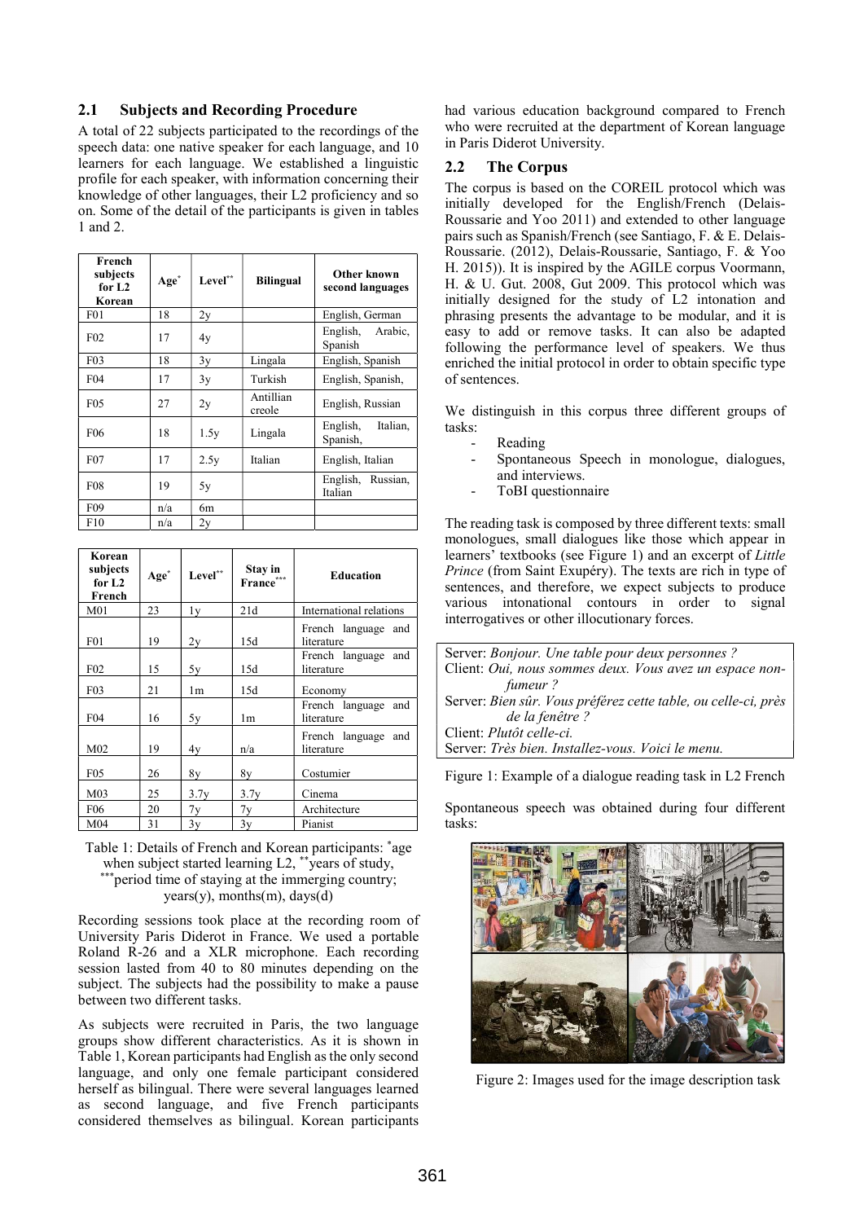### 2.1 Subjects and Recording Procedure

A total of 22 subjects participated to the recordings of the speech data: one native speaker for each language, and 10 learners for each language. We established a linguistic profile for each speaker, with information concerning their knowledge of other languages, their L2 proficiency and so on. Some of the detail of the participants is given in tables 1 and 2.

| French subjects for L2 Korean | Age* | Level** | Bilingual | Other known second languages |
|---|---|---|---|---|
| F01 | 18 | 2y | | English, German |
| F02 | 17 | 4y | | English, Arabic, Spanish |
| F03 | 18 | 3y | Lingala | English, Spanish |
| F04 | 17 | 3y | Turkish | English, Spanish, |
| F05 | 27 | 2y | Antillian creole | English, Russian |
| F06 | 18 | 1.5y | Lingala | English, Italian, Spanish, |
| F07 | 17 | 2.5y | Italian | English, Italian |
| F08 | 19 | 5y | | English, Russian, Italian |
| F09 | n/a | 6m | | |
| F10 | n/a | 2y | | |

| Korean subjects for L2 French | Age* | Level** | Stay in France*** | Education |
|---|---|---|---|---|
| M01 | 23 | 1y | 21d | International relations |
| F01 | 19 | 2y | 15d | French language and literature |
| F02 | 15 | 5y | 15d | French language and literature |
| F03 | 21 | 1m | 15d | Economy |
| F04 | 16 | 5y | 1m | French language and literature |
| M02 | 19 | 4y | n/a | French language and literature |
| F05 | 26 | 8y | 8y | Costumier |
| M03 | 25 | 3.7y | 3.7y | Cinema |
| F06 | 20 | 7y | 7y | Architecture |
| M04 | 31 | 3y | 3y | Pianist |

Table 1: Details of French and Korean participants: *age when subject started learning L2, **years of study, ***period time of staying at the immerging country; years(y), months(m), days(d)

Recording sessions took place at the recording room of University Paris Diderot in France. We used a portable Roland R-26 and a XLR microphone. Each recording session lasted from 40 to 80 minutes depending on the subject. The subjects had the possibility to make a pause between two different tasks.

As subjects were recruited in Paris, the two language groups show different characteristics. As it is shown in Table 1, Korean participants had English as the only second language, and only one female participant considered herself as bilingual. There were several languages learned as second language, and five French participants considered themselves as bilingual. Korean participants had various education background compared to French who were recruited at the department of Korean language in Paris Diderot University.

### 2.2 The Corpus

The corpus is based on the COREIL protocol which was initially developed for the English/French (Delais-Roussarie and Yoo 2011) and extended to other language pairs such as Spanish/French (see Santiago, F. & E. Delais-Roussarie. (2012), Delais-Roussarie, Santiago, F. & Yoo H. 2015)). It is inspired by the AGILE corpus Voormann, H. & U. Gut. 2008, Gut 2009. This protocol which was initially designed for the study of L2 intonation and phrasing presents the advantage to be modular, and it is easy to add or remove tasks. It can also be adapted following the performance level of speakers. We thus enriched the initial protocol in order to obtain specific type of sentences.

We distinguish in this corpus three different groups of tasks:

- Reading
- Spontaneous Speech in monologue, dialogues, and interviews.
- ToBI questionnaire

The reading task is composed by three different texts: small monologues, small dialogues like those which appear in learners' textbooks (see Figure 1) and an excerpt of *Little Prince* (from Saint Exupéry). The texts are rich in type of sentences, and therefore, we expect subjects to produce various intonational contours in order to signal interrogatives or other illocutionary forces.

> Server: *Bonjour. Une table pour deux personnes ?*
> Client: *Oui, nous sommes deux. Vous avez un espace non-fumeur ?*
> Server: *Bien sûr. Vous préférez cette table, ou celle-ci, près de la fenêtre ?*
> Client: *Plutôt celle-ci.*
> Server: *Très bien. Installez-vous. Voici le menu.*

Figure 1: Example of a dialogue reading task in L2 French

Spontaneous speech was obtained during four different tasks:

Figure 2: Images used for the image description task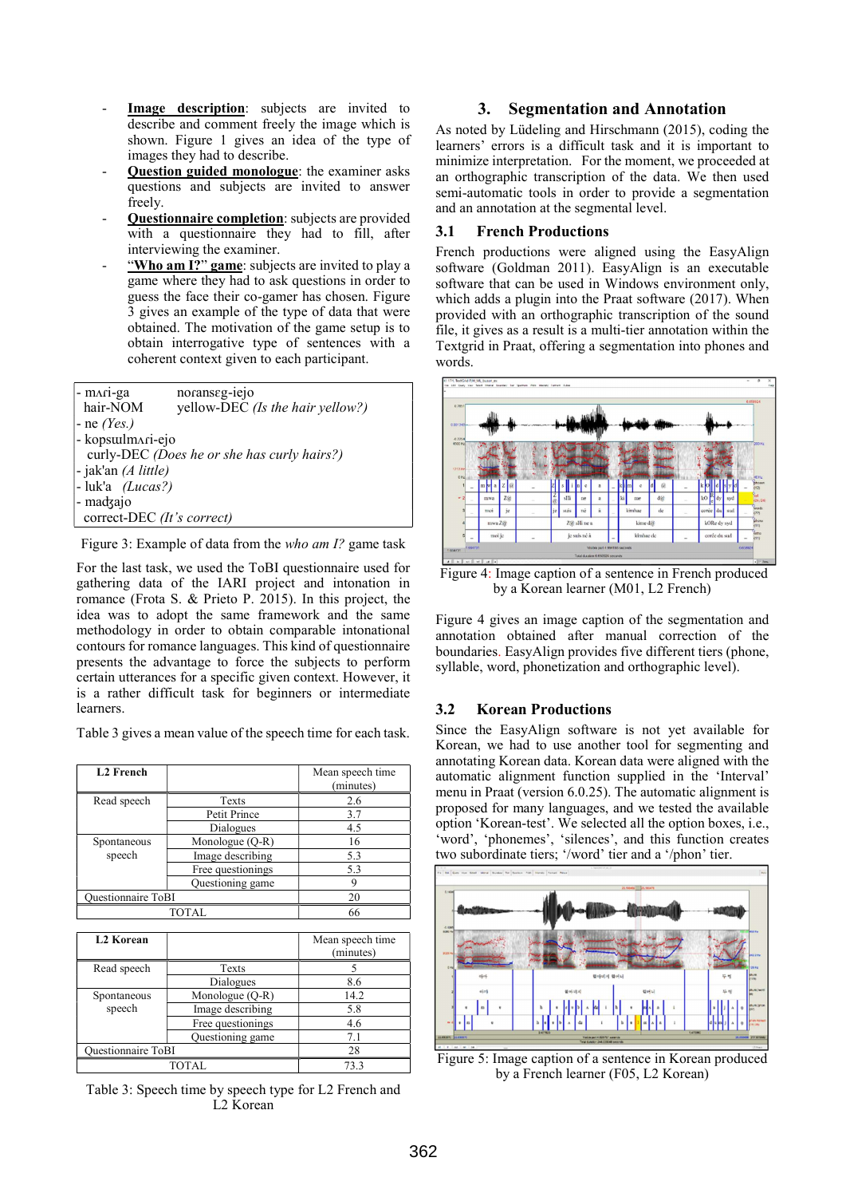- **Image description**: subjects are invited to describe and comment freely the image which is shown. Figure 1 gives an idea of the type of images they had to describe.
- **Question guided monologue**: the examiner asks questions and subjects are invited to answer freely.
- **Questionnaire completion**: subjects are provided with a questionnaire they had to fill, after interviewing the examiner.
- **"Who am I?" game**: subjects are invited to play a game where they had to ask questions in order to guess the face their co-gamer has chosen. Figure 3 gives an example of the type of data that were obtained. The motivation of the game setup is to obtain interrogative type of sentences with a coherent context given to each participant.

```
- mʌri-ga          noransɛg-iejo
  hair-NOM         yellow-DEC (Is the hair yellow?)
- ne (Yes.)
- kopsɯlmʌri-ejo
  curly-DEC (Does he or she has curly hairs?)
- jak'an (A little)
- luk'a   (Lucas?)
- madʒajo
  correct-DEC (It's correct)
```

Figure 3: Example of data from the *who am I?* game task

For the last task, we used the ToBI questionnaire used for gathering data of the IARI project and intonation in romance (Frota S. & Prieto P. 2015). In this project, the idea was to adopt the same framework and the same methodology in order to obtain comparable intonational contours for romance languages. This kind of questionnaire presents the advantage to force the subjects to perform certain utterances for a specific given context. However, it is a rather difficult task for beginners or intermediate learners.

Table 3 gives a mean value of the speech time for each task.

| L2 French | | Mean speech time (minutes) |
|---|---|---|
| Read speech | Texts | 2.6 |
| | Petit Prince | 3.7 |
| | Dialogues | 4.5 |
| Spontaneous speech | Monologue (Q-R) | 16 |
| | Image describing | 5.3 |
| | Free questionings | 5.3 |
| | Questioning game | 9 |
| Questionnaire ToBI | | 20 |
| TOTAL | | 66 |

| L2 Korean | | Mean speech time (minutes) |
|---|---|---|
| Read speech | Texts | 5 |
| | Dialogues | 8.6 |
| Spontaneous speech | Monologue (Q-R) | 14.2 |
| | Image describing | 5.8 |
| | Free questionings | 4.6 |
| | Questioning game | 7.1 |
| Questionnaire ToBI | | 28 |
| TOTAL | | 73.3 |

Table 3: Speech time by speech type for L2 French and L2 Korean

## 3. Segmentation and Annotation

As noted by Lüdeling and Hirschmann (2015), coding the learners' errors is a difficult task and it is important to minimize interpretation. For the moment, we proceeded at an orthographic transcription of the data. We then used semi-automatic tools in order to provide a segmentation and an annotation at the segmental level.

### 3.1 French Productions

French productions were aligned using the EasyAlign software (Goldman 2011). EasyAlign is an executable software that can be used in Windows environment only, which adds a plugin into the Praat software (2017). When provided with an orthographic transcription of the sound file, it gives as a result is a multi-tier annotation within the Textgrid in Praat, offering a segmentation into phones and words.

Figure 4: Image caption of a sentence in French produced by a Korean learner (M01, L2 French)

Figure 4 gives an image caption of the segmentation and annotation obtained after manual correction of the boundaries. EasyAlign provides five different tiers (phone, syllable, word, phonetization and orthographic level).

### 3.2 Korean Productions

Since the EasyAlign software is not yet available for Korean, we had to use another tool for segmenting and annotating Korean data. Korean data were aligned with the automatic alignment function supplied in the 'Interval' menu in Praat (version 6.0.25). The automatic alignment is proposed for many languages, and we tested the available option 'Korean-test'. We selected all the option boxes, i.e., 'word', 'phonemes', 'silences', and this function creates two subordinate tiers; '/word' tier and a '/phon' tier.

Figure 5: Image caption of a sentence in Korean produced by a French learner (F05, L2 Korean)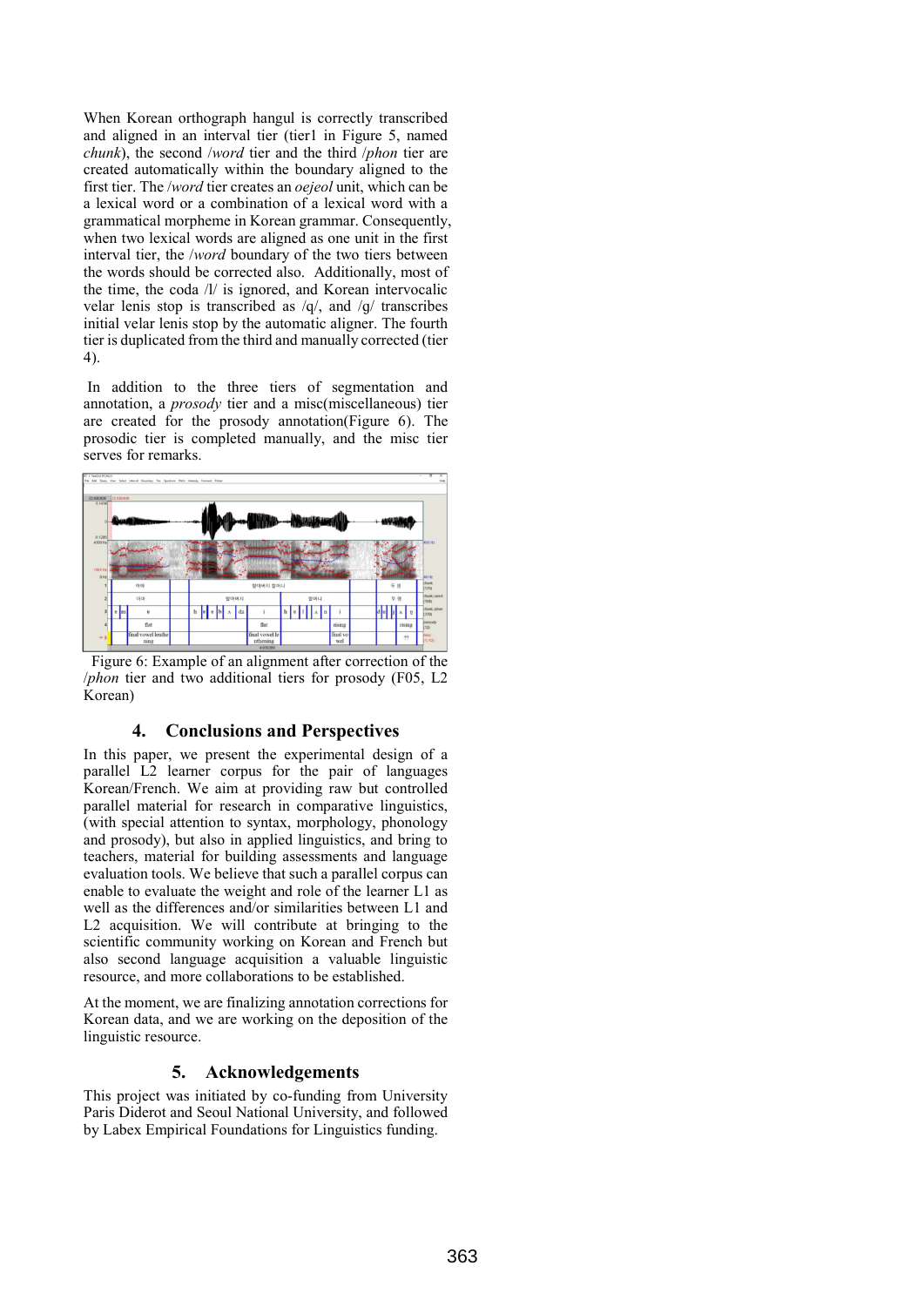When Korean orthograph hangul is correctly transcribed and aligned in an interval tier (tier1 in Figure 5, named *chunk*), the second /*word* tier and the third /*phon* tier are created automatically within the boundary aligned to the first tier. The /*word* tier creates an *oejeol* unit, which can be a lexical word or a combination of a lexical word with a grammatical morpheme in Korean grammar. Consequently, when two lexical words are aligned as one unit in the first interval tier, the /*word* boundary of the two tiers between the words should be corrected also. Additionally, most of the time, the coda /l/ is ignored, and Korean intervocalic velar lenis stop is transcribed as /q/, and /g/ transcribes initial velar lenis stop by the automatic aligner. The fourth tier is duplicated from the third and manually corrected (tier 4).

In addition to the three tiers of segmentation and annotation, a *prosody* tier and a misc(miscellaneous) tier are created for the prosody annotation(Figure 6). The prosodic tier is completed manually, and the misc tier serves for remarks.

Figure 6: Example of an alignment after correction of the /*phon* tier and two additional tiers for prosody (F05, L2 Korean)

## 4. Conclusions and Perspectives

In this paper, we present the experimental design of a parallel L2 learner corpus for the pair of languages Korean/French. We aim at providing raw but controlled parallel material for research in comparative linguistics, (with special attention to syntax, morphology, phonology and prosody), but also in applied linguistics, and bring to teachers, material for building assessments and language evaluation tools. We believe that such a parallel corpus can enable to evaluate the weight and role of the learner L1 as well as the differences and/or similarities between L1 and L2 acquisition. We will contribute at bringing to the scientific community working on Korean and French but also second language acquisition a valuable linguistic resource, and more collaborations to be established.

At the moment, we are finalizing annotation corrections for Korean data, and we are working on the deposition of the linguistic resource.

## 5. Acknowledgements

This project was initiated by co-funding from University Paris Diderot and Seoul National University, and followed by Labex Empirical Foundations for Linguistics funding.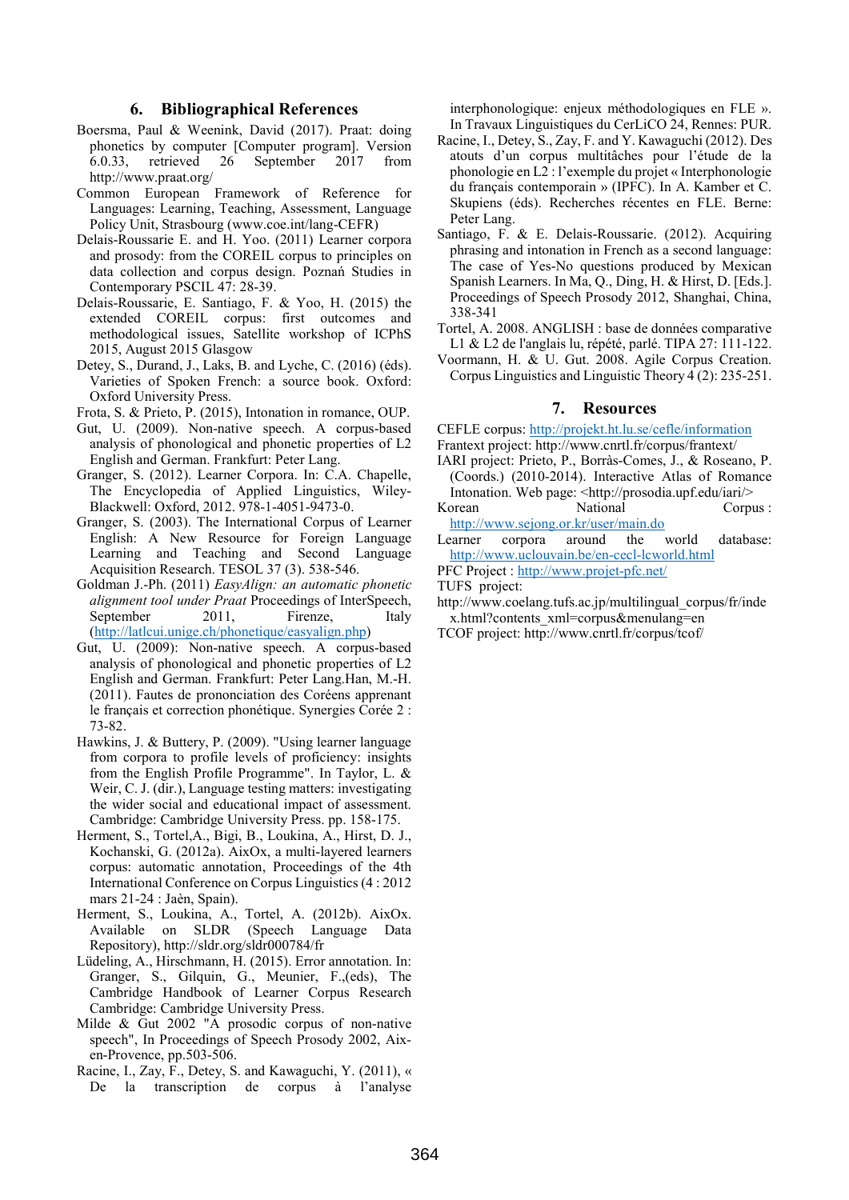## 6. Bibliographical References

Boersma, Paul & Weenink, David (2017). Praat: doing phonetics by computer [Computer program]. Version 6.0.33, retrieved 26 September 2017 from http://www.praat.org/

Common European Framework of Reference for Languages: Learning, Teaching, Assessment, Language Policy Unit, Strasbourg (www.coe.int/lang-CEFR)

Delais-Roussarie E. and H. Yoo. (2011) Learner corpora and prosody: from the COREIL corpus to principles on data collection and corpus design. Poznań Studies in Contemporary PSCIL 47: 28-39.

Delais-Roussarie, E. Santiago, F. & Yoo, H. (2015) the extended COREIL corpus: first outcomes and methodological issues, Satellite workshop of ICPhS 2015, August 2015 Glasgow

Detey, S., Durand, J., Laks, B. and Lyche, C. (2016) (éds). Varieties of Spoken French: a source book. Oxford: Oxford University Press.

Frota, S. & Prieto, P. (2015), Intonation in romance, OUP.

Gut, U. (2009). Non-native speech. A corpus-based analysis of phonological and phonetic properties of L2 English and German. Frankfurt: Peter Lang.

Granger, S. (2012). Learner Corpora. In: C.A. Chapelle, The Encyclopedia of Applied Linguistics, Wiley-Blackwell: Oxford, 2012. 978-1-4051-9473-0.

Granger, S. (2003). The International Corpus of Learner English: A New Resource for Foreign Language Learning and Teaching and Second Language Acquisition Research. TESOL 37 (3). 538-546.

Goldman J.-Ph. (2011) *EasyAlign: an automatic phonetic alignment tool under Praat* Proceedings of InterSpeech, September 2011, Firenze, Italy (http://latlcui.unige.ch/phonetique/easyalign.php)

Gut, U. (2009): Non-native speech. A corpus-based analysis of phonological and phonetic properties of L2 English and German. Frankfurt: Peter Lang.Han, M.-H. (2011). Fautes de prononciation des Coréens apprenant le français et correction phonétique. Synergies Corée 2 : 73-82.

Hawkins, J. & Buttery, P. (2009). "Using learner language from corpora to profile levels of proficiency: insights from the English Profile Programme". In Taylor, L. & Weir, C. J. (dir.), Language testing matters: investigating the wider social and educational impact of assessment. Cambridge: Cambridge University Press. pp. 158-175.

Herment, S., Tortel,A., Bigi, B., Loukina, A., Hirst, D. J., Kochanski, G. (2012a). AixOx, a multi-layered learners corpus: automatic annotation, Proceedings of the 4th International Conference on Corpus Linguistics (4 : 2012 mars 21-24 : Jaèn, Spain).

Herment, S., Loukina, A., Tortel, A. (2012b). AixOx. Available on SLDR (Speech Language Data Repository), http://sldr.org/sldr000784/fr

Lüdeling, A., Hirschmann, H. (2015). Error annotation. In: Granger, S., Gilquin, G., Meunier, F.,(eds), The Cambridge Handbook of Learner Corpus Research Cambridge: Cambridge University Press.

Milde & Gut 2002 "A prosodic corpus of non-native speech", In Proceedings of Speech Prosody 2002, Aix-en-Provence, pp.503-506.

Racine, I., Zay, F., Detey, S. and Kawaguchi, Y. (2011), « De la transcription de corpus à l'analyse interphonologique: enjeux méthodologiques en FLE ». In Travaux Linguistiques du CerLiCO 24, Rennes: PUR.

Racine, I., Detey, S., Zay, F. and Y. Kawaguchi (2012). Des atouts d'un corpus multitâches pour l'étude de la phonologie en L2 : l'exemple du projet « Interphonologie du français contemporain » (IPFC). In A. Kamber et C. Skupiens (éds). Recherches récentes en FLE. Berne: Peter Lang.

Santiago, F. & E. Delais-Roussarie. (2012). Acquiring phrasing and intonation in French as a second language: The case of Yes-No questions produced by Mexican Spanish Learners. In Ma, Q., Ding, H. & Hirst, D. [Eds.]. Proceedings of Speech Prosody 2012, Shanghai, China, 338-341

Tortel, A. 2008. ANGLISH : base de données comparative L1 & L2 de l'anglais lu, répété, parlé. TIPA 27: 111-122.

Voormann, H. & U. Gut. 2008. Agile Corpus Creation. Corpus Linguistics and Linguistic Theory 4 (2): 235-251.

## 7. Resources

CEFLE corpus: http://projekt.ht.lu.se/cefle/information

Frantext project: http://www.cnrtl.fr/corpus/frantext/

IARI project: Prieto, P., Borràs-Comes, J., & Roseano, P. (Coords.) (2010-2014). Interactive Atlas of Romance Intonation. Web page: <http://prosodia.upf.edu/iari/>

Korean National Corpus : http://www.sejong.or.kr/user/main.do

Learner corpora around the world database: http://www.uclouvain.be/en-cecl-lcworld.html

PFC Project : http://www.projet-pfc.net/

TUFS project: http://www.coelang.tufs.ac.jp/multilingual_corpus/fr/index.html?contents_xml=corpus&menulang=en

TCOF project: http://www.cnrtl.fr/corpus/tcof/